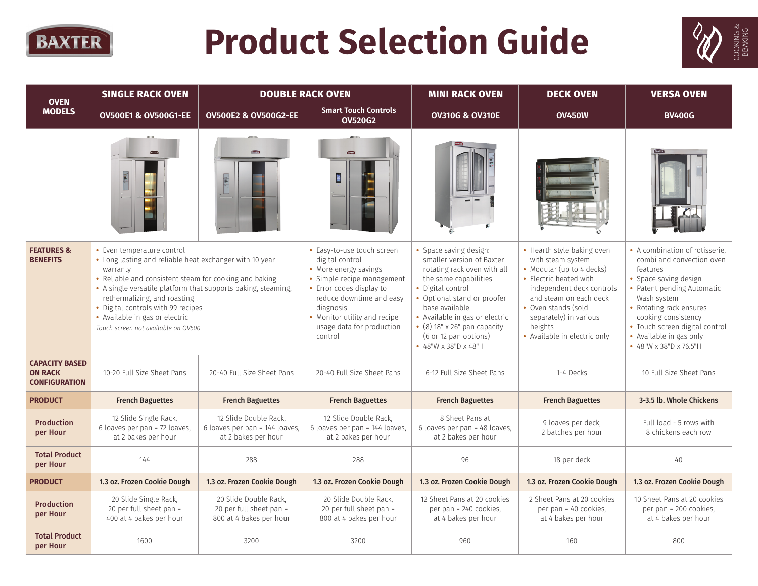# Product Selection Guide

BAXTER

COOKING & BAKING

| OVEN MODELS | SINGLE RACK OVEN | DOUBLE RACK OVEN | | MINI RACK OVEN | DECK OVEN | VERSA OVEN |
|---|---|---|---|---|---|---|
| | OV500E1 & OV500G1-EE | OV500E2 & OV500G2-EE | Smart Touch Controls OV520G2 | OV310G & OV310E | OV450W | BV400G |
| **FEATURES & BENEFITS** | • Even temperature control<br>• Long lasting and reliable heat exchanger with 10 year warranty<br>• Reliable and consistent steam for cooking and baking<br>• A single versatile platform that supports baking, steaming, rethermalizing, and roasting<br>• Digital controls with 99 recipes<br>• Available in gas or electric<br>*Touch screen not available on OV500* | | • Easy-to-use touch screen digital control<br>• More energy savings<br>• Simple recipe management<br>• Error codes display to reduce downtime and easy diagnosis<br>• Monitor utility and recipe usage data for production control | • Space saving design: smaller version of Baxter rotating rack oven with all the same capabilities<br>• Digital control<br>• Optional stand or proofer base available<br>• Available in gas or electric<br>• (8) 18" x 26" pan capacity (6 or 12 pan options)<br>• 48"W x 38"D x 48"H | • Hearth style baking oven with steam system<br>• Modular (up to 4 decks)<br>• Electric heated with independent deck controls and steam on each deck<br>• Oven stands (sold separately) in various heights<br>• Available in electric only | • A combination of rotisserie, combi and convection oven features<br>• Space saving design<br>• Patent pending Automatic Wash system<br>• Rotating rack ensures cooking consistency<br>• Touch screen digital control<br>• Available in gas only<br>• 48"W x 38"D x 76.5"H |
| **CAPACITY BASED ON RACK CONFIGURATION** | 10-20 Full Size Sheet Pans | 20-40 Full Size Sheet Pans | 20-40 Full Size Sheet Pans | 6-12 Full Size Sheet Pans | 1-4 Decks | 10 Full Size Sheet Pans |
| **PRODUCT** | **French Baguettes** | **French Baguettes** | **French Baguettes** | **French Baguettes** | **French Baguettes** | **3-3.5 lb. Whole Chickens** |
| **Production per Hour** | 12 Slide Single Rack, 6 loaves per pan = 72 loaves, at 2 bakes per hour | 12 Slide Double Rack, 6 loaves per pan = 144 loaves, at 2 bakes per hour | 12 Slide Double Rack, 6 loaves per pan = 144 loaves, at 2 bakes per hour | 8 Sheet Pans at 6 loaves per pan = 48 loaves, at 2 bakes per hour | 9 loaves per deck, 2 batches per hour | Full load - 5 rows with 8 chickens each row |
| **Total Product per Hour** | 144 | 288 | 288 | 96 | 18 per deck | 40 |
| **PRODUCT** | **1.3 oz. Frozen Cookie Dough** | **1.3 oz. Frozen Cookie Dough** | **1.3 oz. Frozen Cookie Dough** | **1.3 oz. Frozen Cookie Dough** | **1.3 oz. Frozen Cookie Dough** | **1.3 oz. Frozen Cookie Dough** |
| **Production per Hour** | 20 Slide Single Rack, 20 per full sheet pan = 400 at 4 bakes per hour | 20 Slide Double Rack, 20 per full sheet pan = 800 at 4 bakes per hour | 20 Slide Double Rack, 20 per full sheet pan = 800 at 4 bakes per hour | 12 Sheet Pans at 20 cookies per pan = 240 cookies, at 4 bakes per hour | 2 Sheet Pans at 20 cookies per pan = 40 cookies, at 4 bakes per hour | 10 Sheet Pans at 20 cookies per pan = 200 cookies, at 4 bakes per hour |
| **Total Product per Hour** | 1600 | 3200 | 3200 | 960 | 160 | 800 |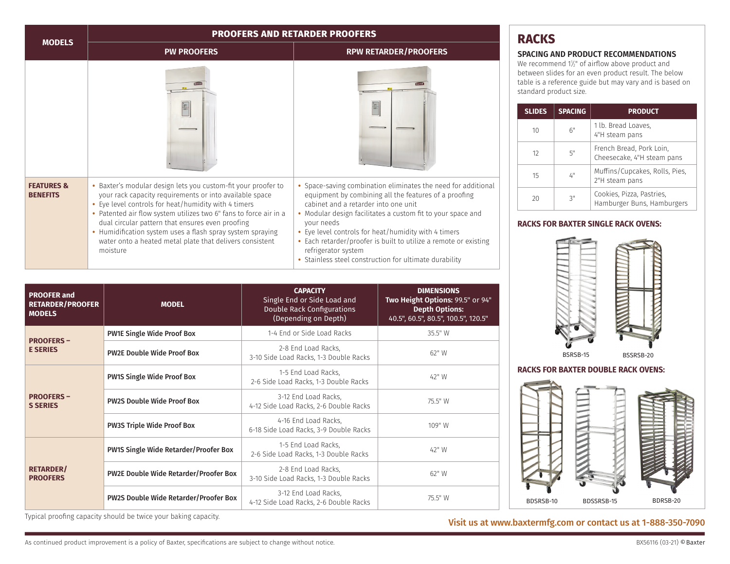| MODELS | PROOFERS AND RETARDER PROOFERS | |
|---|---|---|
| | PW PROOFERS | RPW RETARDER/PROOFERS |
| FEATURES & BENEFITS | • Baxter's modular design lets you custom-fit your proofer to your rack capacity requirements or into available space<br>• Eye level controls for heat/humidity with 4 timers<br>• Patented air flow system utilizes two 6" fans to force air in a dual circular pattern that ensures even proofing<br>• Humidification system uses a flash spray system spraying water onto a heated metal plate that delivers consistent moisture | • Space-saving combination eliminates the need for additional equipment by combining all the features of a proofing cabinet and a retarder into one unit<br>• Modular design facilitates a custom fit to your space and your needs<br>• Eye level controls for heat/humidity with 4 timers<br>• Each retarder/proofer is built to utilize a remote or existing refrigerator system<br>• Stainless steel construction for ultimate durability |

| PROOFER and RETARDER/PROOFER MODELS | MODEL | CAPACITY Single End or Side Load and Double Rack Configurations (Depending on Depth) | DIMENSIONS **Two Height Options:** 99.5" or 94" **Depth Options:** 40.5", 60.5", 80.5", 100.5", 120.5" |
|---|---|---|---|
| PROOFERS – E SERIES | PW1E Single Wide Proof Box | 1-4 End or Side Load Racks | 35.5" W |
| | PW2E Double Wide Proof Box | 2-8 End Load Racks, 3-10 Side Load Racks, 1-3 Double Racks | 62" W |
| PROOFERS – S SERIES | PW1S Single Wide Proof Box | 1-5 End Load Racks, 2-6 Side Load Racks, 1-3 Double Racks | 42" W |
| | PW2S Double Wide Proof Box | 3-12 End Load Racks, 4-12 Side Load Racks, 2-6 Double Racks | 75.5" W |
| | PW3S Triple Wide Proof Box | 4-16 End Load Racks, 6-18 Side Load Racks, 3-9 Double Racks | 109" W |
| RETARDER/ PROOFERS | PW1S Single Wide Retarder/Proofer Box | 1-5 End Load Racks, 2-6 Side Load Racks, 1-3 Double Racks | 42" W |
| | PW2E Double Wide Retarder/Proofer Box | 2-8 End Load Racks, 3-10 Side Load Racks, 1-3 Double Racks | 62" W |
| | PW2S Double Wide Retarder/Proofer Box | 3-12 End Load Racks, 4-12 Side Load Racks, 2-6 Double Racks | 75.5" W |

Typical proofing capacity should be twice your baking capacity.

# RACKS

### SPACING AND PRODUCT RECOMMENDATIONS

We recommend 1½" of airflow above product and between slides for an even product result. The below table is a reference guide but may vary and is based on standard product size.

| SLIDES | SPACING | PRODUCT |
|---|---|---|
| 10 | 6" | 1 lb. Bread Loaves, 4"H steam pans |
| 12 | 5" | French Bread, Pork Loin, Cheesecake, 4"H steam pans |
| 15 | 4" | Muffins/Cupcakes, Rolls, Pies, 2"H steam pans |
| 20 | 3" | Cookies, Pizza, Pastries, Hamburger Buns, Hamburgers |

### RACKS FOR BAXTER SINGLE RACK OVENS:

BSRSB-15 BSSRSB-20

### RACKS FOR BAXTER DOUBLE RACK OVENS:

BDSRSB-10 BDSSRSB-15 BDRSB-20

**Visit us at www.baxtermfg.com or contact us at 1-888-350-7090**

As continued product improvement is a policy of Baxter, specifications are subject to change without notice.

BX56116 (03-21) © Baxter